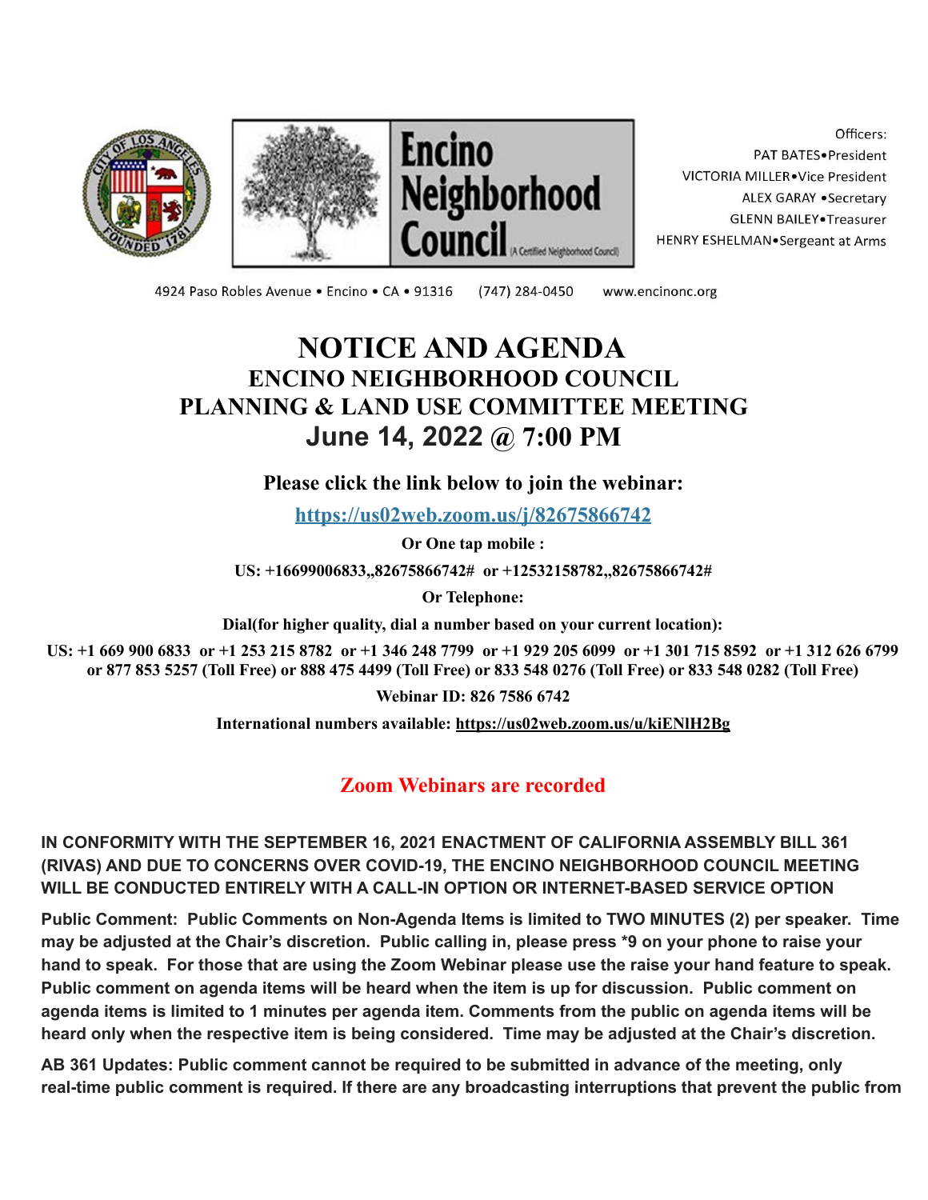Encino Neighborhood Council (A Certified Neighborhood Council)

Officers:
PAT BATES•President
VICTORIA MILLER•Vice President
ALEX GARAY •Secretary
GLENN BAILEY•Treasurer
HENRY ESHELMAN•Sergeant at Arms

4924 Paso Robles Avenue • Encino • CA • 91316 (747) 284-0450 www.encinonc.org

# NOTICE AND AGENDA

## ENCINO NEIGHBORHOOD COUNCIL

## PLANNING & LAND USE COMMITTEE MEETING

## June 14, 2022 @ 7:00 PM

**Please click the link below to join the webinar:**

[https://us02web.zoom.us/j/82675866742](https://us02web.zoom.us/j/82675866742)

**Or One tap mobile :**

**US: +16699006833,,82675866742# or +12532158782,,82675866742#**

**Or Telephone:**

**Dial(for higher quality, dial a number based on your current location):**

**US: +1 669 900 6833 or +1 253 215 8782 or +1 346 248 7799 or +1 929 205 6099 or +1 301 715 8592 or +1 312 626 6799 or 877 853 5257 (Toll Free) or 888 475 4499 (Toll Free) or 833 548 0276 (Toll Free) or 833 548 0282 (Toll Free)**

**Webinar ID: 826 7586 6742**

**International numbers available: [https://us02web.zoom.us/u/kiENlH2Bg](https://us02web.zoom.us/u/kiENlH2Bg)**

**Zoom Webinars are recorded**

**IN CONFORMITY WITH THE SEPTEMBER 16, 2021 ENACTMENT OF CALIFORNIA ASSEMBLY BILL 361 (RIVAS) AND DUE TO CONCERNS OVER COVID-19, THE ENCINO NEIGHBORHOOD COUNCIL MEETING WILL BE CONDUCTED ENTIRELY WITH A CALL-IN OPTION OR INTERNET-BASED SERVICE OPTION**

**Public Comment: Public Comments on Non-Agenda Items is limited to TWO MINUTES (2) per speaker. Time may be adjusted at the Chair's discretion. Public calling in, please press *9 on your phone to raise your hand to speak. For those that are using the Zoom Webinar please use the raise your hand feature to speak. Public comment on agenda items will be heard when the item is up for discussion. Public comment on agenda items is limited to 1 minutes per agenda item. Comments from the public on agenda items will be heard only when the respective item is being considered. Time may be adjusted at the Chair's discretion.**

**AB 361 Updates: Public comment cannot be required to be submitted in advance of the meeting, only real-time public comment is required. If there are any broadcasting interruptions that prevent the public from**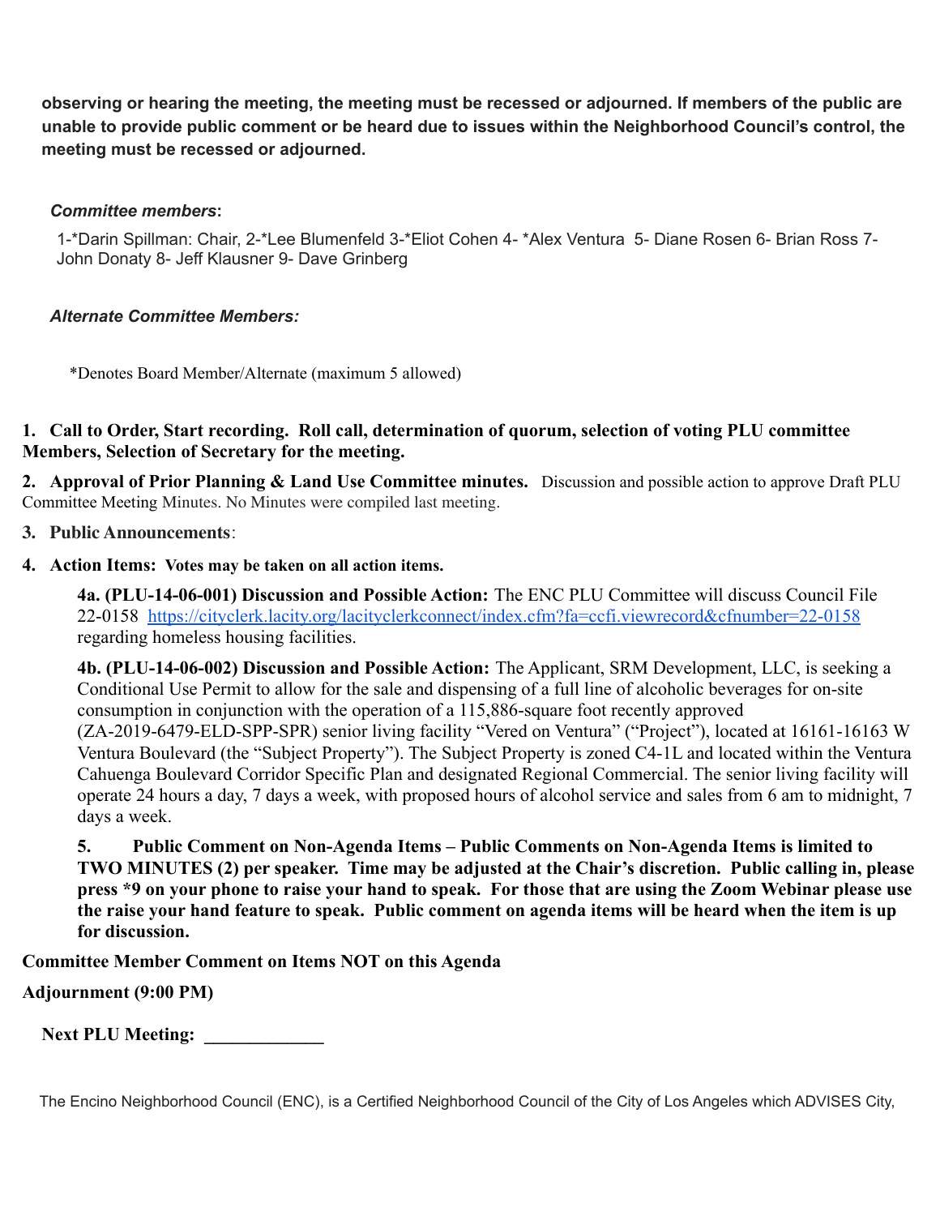**observing or hearing the meeting, the meeting must be recessed or adjourned. If members of the public are unable to provide public comment or be heard due to issues within the Neighborhood Council's control, the meeting must be recessed or adjourned.**

***Committee members*:**

1-*Darin Spillman: Chair, 2-*Lee Blumenfeld 3-*Eliot Cohen 4- *Alex Ventura 5- Diane Rosen 6- Brian Ross 7- John Donaty 8- Jeff Klausner 9- Dave Grinberg

***Alternate Committee Members:***

*Denotes Board Member/Alternate (maximum 5 allowed)

**1. Call to Order, Start recording. Roll call, determination of quorum, selection of voting PLU committee Members, Selection of Secretary for the meeting.**

**2. Approval of Prior Planning & Land Use Committee minutes.** Discussion and possible action to approve Draft PLU Committee Meeting Minutes. No Minutes were compiled last meeting.

**3. Public Announcements**:

**4. Action Items: Votes may be taken on all action items.**

**4a. (PLU-14-06-001) Discussion and Possible Action:** The ENC PLU Committee will discuss Council File 22-0158 https://cityclerk.lacity.org/lacityclerkconnect/index.cfm?fa=ccfi.viewrecord&cfnumber=22-0158 regarding homeless housing facilities.

**4b. (PLU-14-06-002) Discussion and Possible Action:** The Applicant, SRM Development, LLC, is seeking a Conditional Use Permit to allow for the sale and dispensing of a full line of alcoholic beverages for on-site consumption in conjunction with the operation of a 115,886-square foot recently approved (ZA-2019-6479-ELD-SPP-SPR) senior living facility "Vered on Ventura" ("Project"), located at 16161-16163 W Ventura Boulevard (the "Subject Property"). The Subject Property is zoned C4-1L and located within the Ventura Cahuenga Boulevard Corridor Specific Plan and designated Regional Commercial. The senior living facility will operate 24 hours a day, 7 days a week, with proposed hours of alcohol service and sales from 6 am to midnight, 7 days a week.

**5. Public Comment on Non-Agenda Items – Public Comments on Non-Agenda Items is limited to TWO MINUTES (2) per speaker. Time may be adjusted at the Chair's discretion. Public calling in, please press *9 on your phone to raise your hand to speak. For those that are using the Zoom Webinar please use the raise your hand feature to speak. Public comment on agenda items will be heard when the item is up for discussion.**

**Committee Member Comment on Items NOT on this Agenda**

**Adjournment (9:00 PM)**

**Next PLU Meeting: _____________**

The Encino Neighborhood Council (ENC), is a Certified Neighborhood Council of the City of Los Angeles which ADVISES City,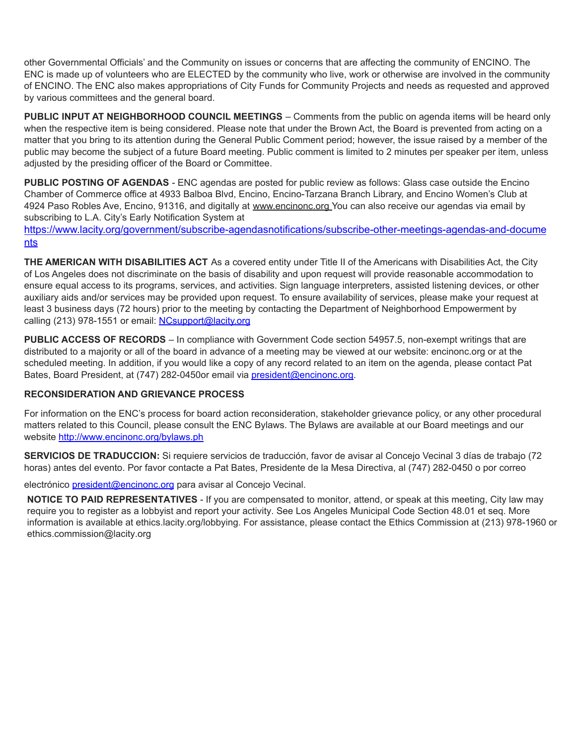other Governmental Officials' and the Community on issues or concerns that are affecting the community of ENCINO. The ENC is made up of volunteers who are ELECTED by the community who live, work or otherwise are involved in the community of ENCINO. The ENC also makes appropriations of City Funds for Community Projects and needs as requested and approved by various committees and the general board.

**PUBLIC INPUT AT NEIGHBORHOOD COUNCIL MEETINGS** – Comments from the public on agenda items will be heard only when the respective item is being considered. Please note that under the Brown Act, the Board is prevented from acting on a matter that you bring to its attention during the General Public Comment period; however, the issue raised by a member of the public may become the subject of a future Board meeting. Public comment is limited to 2 minutes per speaker per item, unless adjusted by the presiding officer of the Board or Committee.

**PUBLIC POSTING OF AGENDAS** - ENC agendas are posted for public review as follows: Glass case outside the Encino Chamber of Commerce office at 4933 Balboa Blvd, Encino, Encino-Tarzana Branch Library, and Encino Women's Club at 4924 Paso Robles Ave, Encino, 91316, and digitally at www.encinonc.org You can also receive our agendas via email by subscribing to L.A. City's Early Notification System at https://www.lacity.org/government/subscribe-agendasnotifications/subscribe-other-meetings-agendas-and-documents

**THE AMERICAN WITH DISABILITIES ACT** As a covered entity under Title II of the Americans with Disabilities Act, the City of Los Angeles does not discriminate on the basis of disability and upon request will provide reasonable accommodation to ensure equal access to its programs, services, and activities. Sign language interpreters, assisted listening devices, or other auxiliary aids and/or services may be provided upon request. To ensure availability of services, please make your request at least 3 business days (72 hours) prior to the meeting by contacting the Department of Neighborhood Empowerment by calling (213) 978-1551 or email: NCsupport@lacity.org

**PUBLIC ACCESS OF RECORDS** – In compliance with Government Code section 54957.5, non-exempt writings that are distributed to a majority or all of the board in advance of a meeting may be viewed at our website: encinonc.org or at the scheduled meeting. In addition, if you would like a copy of any record related to an item on the agenda, please contact Pat Bates, Board President, at (747) 282-0450or email via president@encinonc.org.

**RECONSIDERATION AND GRIEVANCE PROCESS**

For information on the ENC's process for board action reconsideration, stakeholder grievance policy, or any other procedural matters related to this Council, please consult the ENC Bylaws. The Bylaws are available at our Board meetings and our website http://www.encinonc.org/bylaws.ph

**SERVICIOS DE TRADUCCION:** Si requiere servicios de traducción, favor de avisar al Concejo Vecinal 3 días de trabajo (72 horas) antes del evento. Por favor contacte a Pat Bates, Presidente de la Mesa Directiva, al (747) 282-0450 o por correo electrónico president@encinonc.org para avisar al Concejo Vecinal.

**NOTICE TO PAID REPRESENTATIVES** - If you are compensated to monitor, attend, or speak at this meeting, City law may require you to register as a lobbyist and report your activity. See Los Angeles Municipal Code Section 48.01 et seq. More information is available at ethics.lacity.org/lobbying. For assistance, please contact the Ethics Commission at (213) 978-1960 or ethics.commission@lacity.org